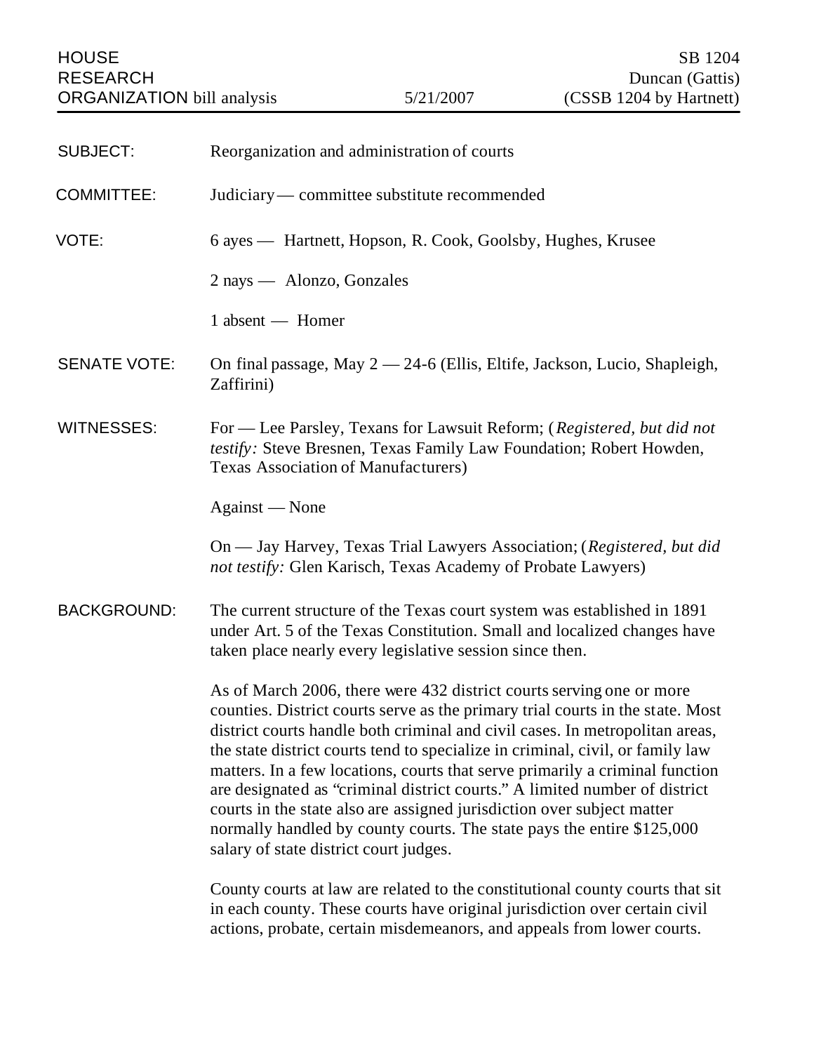HOUSE RESEARCH ORGANIZATION bill analysis — 5/21/2007 — SB 1204 Duncan (Gattis) (CSSB 1204 by Hartnett)

**SUBJECT:** Reorganization and administration of courts

**COMMITTEE:** Judiciary — committee substitute recommended

**VOTE:** 6 ayes — Hartnett, Hopson, R. Cook, Goolsby, Hughes, Krusee

2 nays — Alonzo, Gonzales

1 absent — Homer

**SENATE VOTE:** On final passage, May 2 — 24-6 (Ellis, Eltife, Jackson, Lucio, Shapleigh, Zaffirini)

**WITNESSES:** For — Lee Parsley, Texans for Lawsuit Reform; (*Registered, but did not testify:* Steve Bresnen, Texas Family Law Foundation; Robert Howden, Texas Association of Manufacturers)

Against — None

On — Jay Harvey, Texas Trial Lawyers Association; (*Registered, but did not testify:* Glen Karisch, Texas Academy of Probate Lawyers)

**BACKGROUND:** The current structure of the Texas court system was established in 1891 under Art. 5 of the Texas Constitution. Small and localized changes have taken place nearly every legislative session since then.

As of March 2006, there were 432 district courts serving one or more counties. District courts serve as the primary trial courts in the state. Most district courts handle both criminal and civil cases. In metropolitan areas, the state district courts tend to specialize in criminal, civil, or family law matters. In a few locations, courts that serve primarily a criminal function are designated as "criminal district courts." A limited number of district courts in the state also are assigned jurisdiction over subject matter normally handled by county courts. The state pays the entire $125,000 salary of state district court judges.

County courts at law are related to the constitutional county courts that sit in each county. These courts have original jurisdiction over certain civil actions, probate, certain misdemeanors, and appeals from lower courts.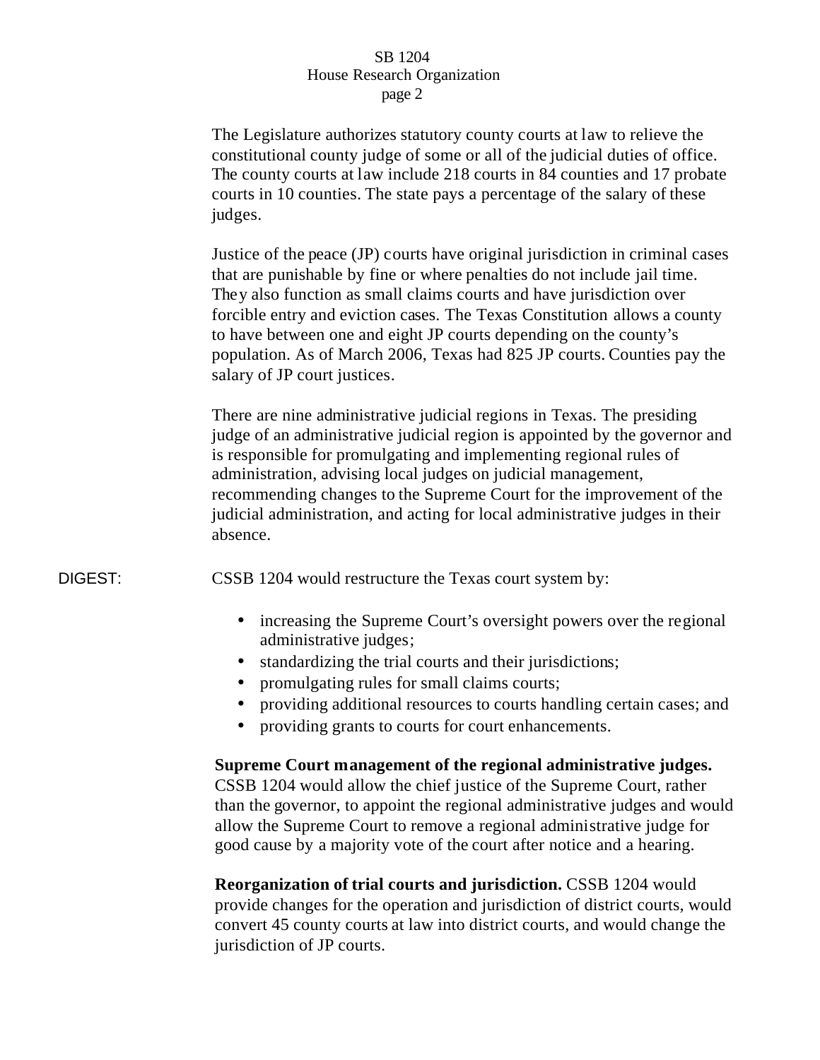The Legislature authorizes statutory county courts at law to relieve the constitutional county judge of some or all of the judicial duties of office. The county courts at law include 218 courts in 84 counties and 17 probate courts in 10 counties. The state pays a percentage of the salary of these judges.

Justice of the peace (JP) courts have original jurisdiction in criminal cases that are punishable by fine or where penalties do not include jail time. They also function as small claims courts and have jurisdiction over forcible entry and eviction cases. The Texas Constitution allows a county to have between one and eight JP courts depending on the county's population. As of March 2006, Texas had 825 JP courts. Counties pay the salary of JP court justices.

There are nine administrative judicial regions in Texas. The presiding judge of an administrative judicial region is appointed by the governor and is responsible for promulgating and implementing regional rules of administration, advising local judges on judicial management, recommending changes to the Supreme Court for the improvement of the judicial administration, and acting for local administrative judges in their absence.

DIGEST: CSSB 1204 would restructure the Texas court system by:

- increasing the Supreme Court's oversight powers over the regional administrative judges;
- standardizing the trial courts and their jurisdictions;
- promulgating rules for small claims courts;
- providing additional resources to courts handling certain cases; and
- providing grants to courts for court enhancements.

**Supreme Court management of the regional administrative judges.** CSSB 1204 would allow the chief justice of the Supreme Court, rather than the governor, to appoint the regional administrative judges and would allow the Supreme Court to remove a regional administrative judge for good cause by a majority vote of the court after notice and a hearing.

**Reorganization of trial courts and jurisdiction.** CSSB 1204 would provide changes for the operation and jurisdiction of district courts, would convert 45 county courts at law into district courts, and would change the jurisdiction of JP courts.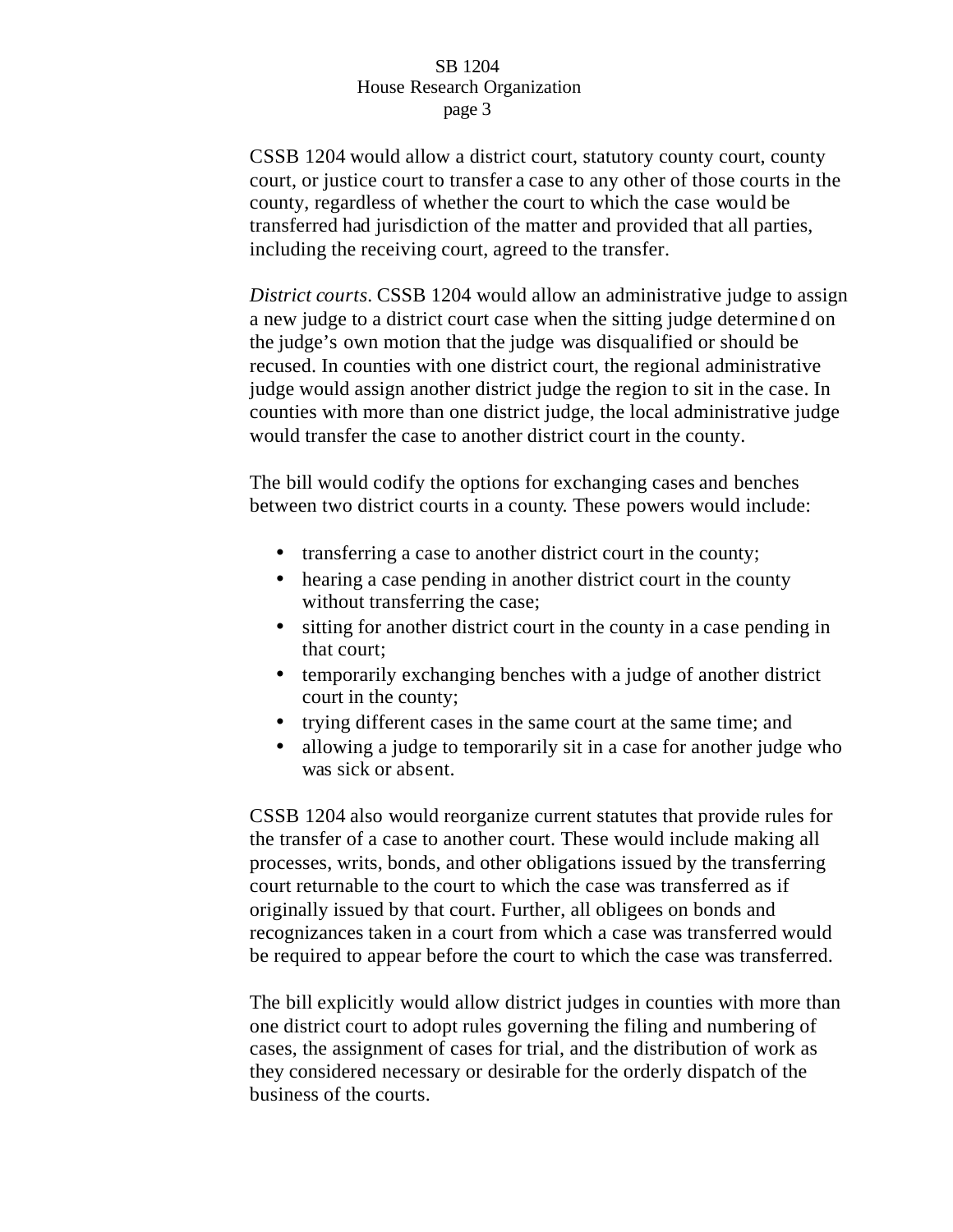CSSB 1204 would allow a district court, statutory county court, county court, or justice court to transfer a case to any other of those courts in the county, regardless of whether the court to which the case would be transferred had jurisdiction of the matter and provided that all parties, including the receiving court, agreed to the transfer.

*District courts*. CSSB 1204 would allow an administrative judge to assign a new judge to a district court case when the sitting judge determined on the judge's own motion that the judge was disqualified or should be recused. In counties with one district court, the regional administrative judge would assign another district judge the region to sit in the case. In counties with more than one district judge, the local administrative judge would transfer the case to another district court in the county.

The bill would codify the options for exchanging cases and benches between two district courts in a county. These powers would include:

- transferring a case to another district court in the county;
- hearing a case pending in another district court in the county without transferring the case;
- sitting for another district court in the county in a case pending in that court;
- temporarily exchanging benches with a judge of another district court in the county;
- trying different cases in the same court at the same time; and
- allowing a judge to temporarily sit in a case for another judge who was sick or absent.

CSSB 1204 also would reorganize current statutes that provide rules for the transfer of a case to another court. These would include making all processes, writs, bonds, and other obligations issued by the transferring court returnable to the court to which the case was transferred as if originally issued by that court. Further, all obligees on bonds and recognizances taken in a court from which a case was transferred would be required to appear before the court to which the case was transferred.

The bill explicitly would allow district judges in counties with more than one district court to adopt rules governing the filing and numbering of cases, the assignment of cases for trial, and the distribution of work as they considered necessary or desirable for the orderly dispatch of the business of the courts.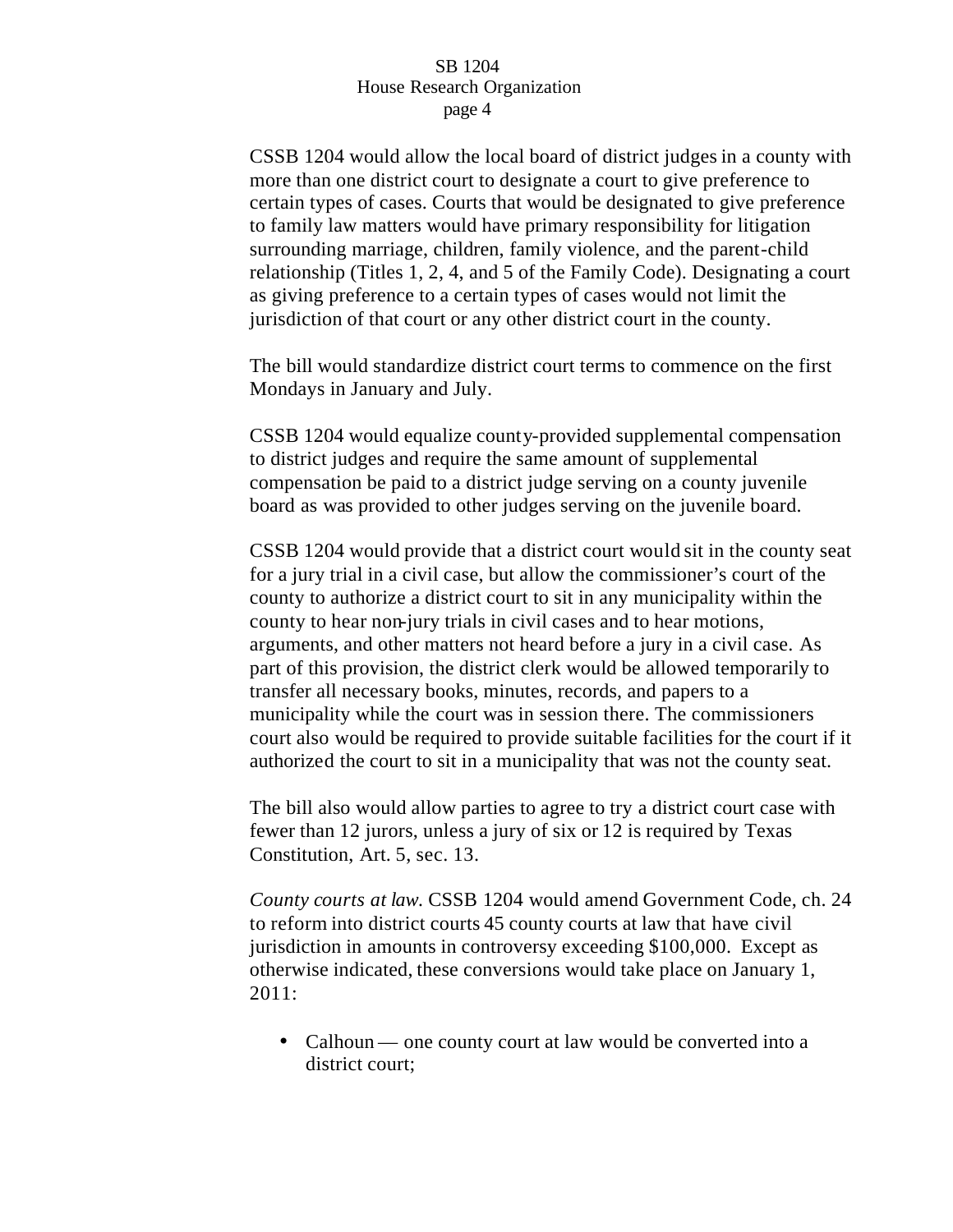CSSB 1204 would allow the local board of district judges in a county with more than one district court to designate a court to give preference to certain types of cases. Courts that would be designated to give preference to family law matters would have primary responsibility for litigation surrounding marriage, children, family violence, and the parent-child relationship (Titles 1, 2, 4, and 5 of the Family Code). Designating a court as giving preference to a certain types of cases would not limit the jurisdiction of that court or any other district court in the county.

The bill would standardize district court terms to commence on the first Mondays in January and July.

CSSB 1204 would equalize county-provided supplemental compensation to district judges and require the same amount of supplemental compensation be paid to a district judge serving on a county juvenile board as was provided to other judges serving on the juvenile board.

CSSB 1204 would provide that a district court would sit in the county seat for a jury trial in a civil case, but allow the commissioner's court of the county to authorize a district court to sit in any municipality within the county to hear non-jury trials in civil cases and to hear motions, arguments, and other matters not heard before a jury in a civil case. As part of this provision, the district clerk would be allowed temporarily to transfer all necessary books, minutes, records, and papers to a municipality while the court was in session there. The commissioners court also would be required to provide suitable facilities for the court if it authorized the court to sit in a municipality that was not the county seat.

The bill also would allow parties to agree to try a district court case with fewer than 12 jurors, unless a jury of six or 12 is required by Texas Constitution, Art. 5, sec. 13.

*County courts at law.* CSSB 1204 would amend Government Code, ch. 24 to reform into district courts 45 county courts at law that have civil jurisdiction in amounts in controversy exceeding $100,000. Except as otherwise indicated, these conversions would take place on January 1, 2011:

- Calhoun — one county court at law would be converted into a district court;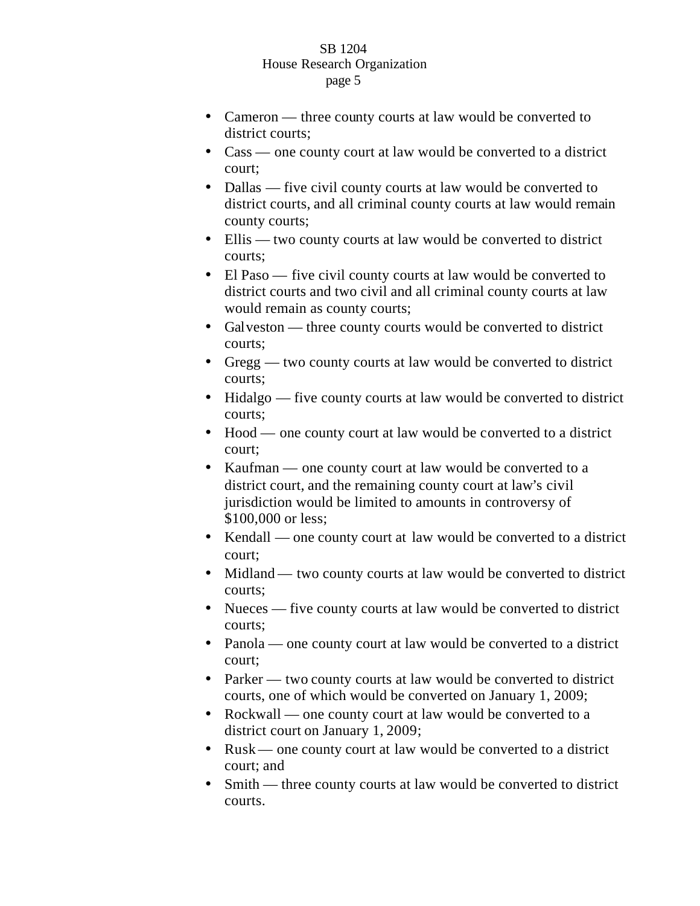- Cameron — three county courts at law would be converted to district courts;
- Cass — one county court at law would be converted to a district court;
- Dallas — five civil county courts at law would be converted to district courts, and all criminal county courts at law would remain county courts;
- Ellis — two county courts at law would be converted to district courts;
- El Paso — five civil county courts at law would be converted to district courts and two civil and all criminal county courts at law would remain as county courts;
- Galveston — three county courts would be converted to district courts;
- Gregg — two county courts at law would be converted to district courts;
- Hidalgo — five county courts at law would be converted to district courts;
- Hood — one county court at law would be converted to a district court;
- Kaufman — one county court at law would be converted to a district court, and the remaining county court at law's civil jurisdiction would be limited to amounts in controversy of $100,000 or less;
- Kendall — one county court at law would be converted to a district court;
- Midland — two county courts at law would be converted to district courts;
- Nueces — five county courts at law would be converted to district courts;
- Panola — one county court at law would be converted to a district court;
- Parker — two county courts at law would be converted to district courts, one of which would be converted on January 1, 2009;
- Rockwall — one county court at law would be converted to a district court on January 1, 2009;
- Rusk — one county court at law would be converted to a district court; and
- Smith — three county courts at law would be converted to district courts.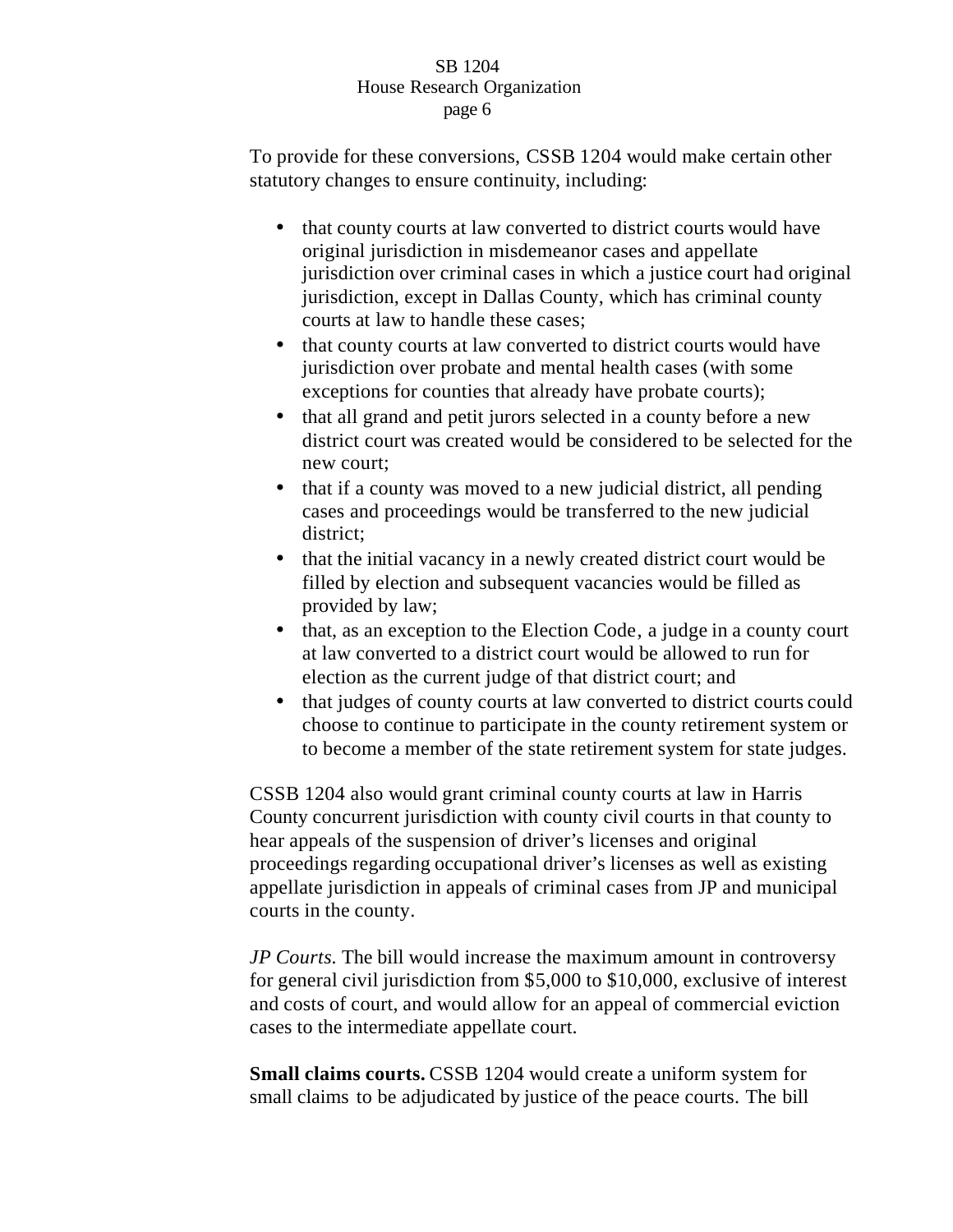To provide for these conversions, CSSB 1204 would make certain other statutory changes to ensure continuity, including:

- that county courts at law converted to district courts would have original jurisdiction in misdemeanor cases and appellate jurisdiction over criminal cases in which a justice court had original jurisdiction, except in Dallas County, which has criminal county courts at law to handle these cases;
- that county courts at law converted to district courts would have jurisdiction over probate and mental health cases (with some exceptions for counties that already have probate courts);
- that all grand and petit jurors selected in a county before a new district court was created would be considered to be selected for the new court;
- that if a county was moved to a new judicial district, all pending cases and proceedings would be transferred to the new judicial district;
- that the initial vacancy in a newly created district court would be filled by election and subsequent vacancies would be filled as provided by law;
- that, as an exception to the Election Code, a judge in a county court at law converted to a district court would be allowed to run for election as the current judge of that district court; and
- that judges of county courts at law converted to district courts could choose to continue to participate in the county retirement system or to become a member of the state retirement system for state judges.

CSSB 1204 also would grant criminal county courts at law in Harris County concurrent jurisdiction with county civil courts in that county to hear appeals of the suspension of driver's licenses and original proceedings regarding occupational driver's licenses as well as existing appellate jurisdiction in appeals of criminal cases from JP and municipal courts in the county.

*JP Courts.* The bill would increase the maximum amount in controversy for general civil jurisdiction from $5,000 to $10,000, exclusive of interest and costs of court, and would allow for an appeal of commercial eviction cases to the intermediate appellate court.

**Small claims courts.** CSSB 1204 would create a uniform system for small claims to be adjudicated by justice of the peace courts. The bill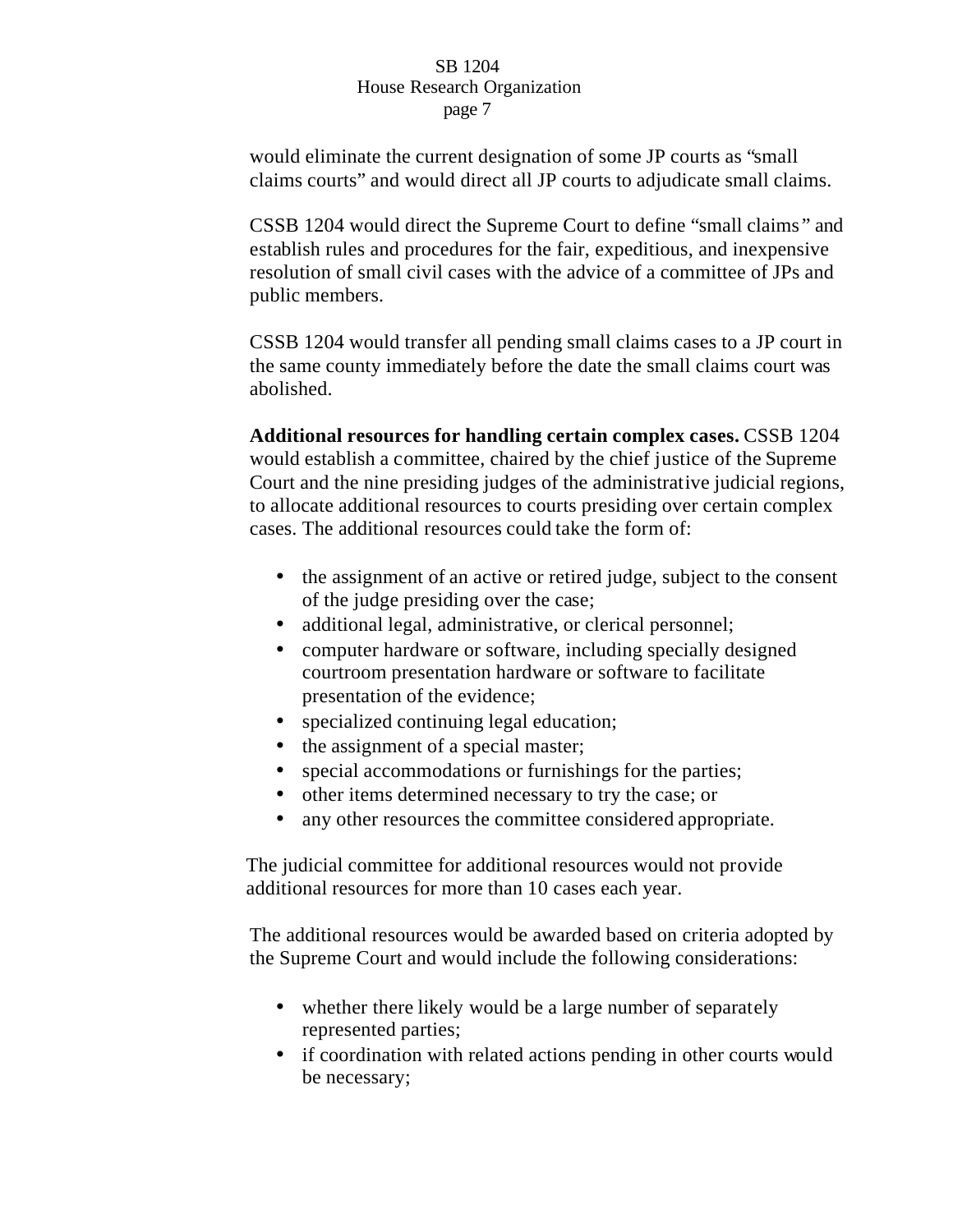would eliminate the current designation of some JP courts as "small claims courts" and would direct all JP courts to adjudicate small claims.

CSSB 1204 would direct the Supreme Court to define "small claims" and establish rules and procedures for the fair, expeditious, and inexpensive resolution of small civil cases with the advice of a committee of JPs and public members.

CSSB 1204 would transfer all pending small claims cases to a JP court in the same county immediately before the date the small claims court was abolished.

**Additional resources for handling certain complex cases.** CSSB 1204 would establish a committee, chaired by the chief justice of the Supreme Court and the nine presiding judges of the administrative judicial regions, to allocate additional resources to courts presiding over certain complex cases. The additional resources could take the form of:

- the assignment of an active or retired judge, subject to the consent of the judge presiding over the case;
- additional legal, administrative, or clerical personnel;
- computer hardware or software, including specially designed courtroom presentation hardware or software to facilitate presentation of the evidence;
- specialized continuing legal education;
- the assignment of a special master;
- special accommodations or furnishings for the parties;
- other items determined necessary to try the case; or
- any other resources the committee considered appropriate.

The judicial committee for additional resources would not provide additional resources for more than 10 cases each year.

The additional resources would be awarded based on criteria adopted by the Supreme Court and would include the following considerations:

- whether there likely would be a large number of separately represented parties;
- if coordination with related actions pending in other courts would be necessary;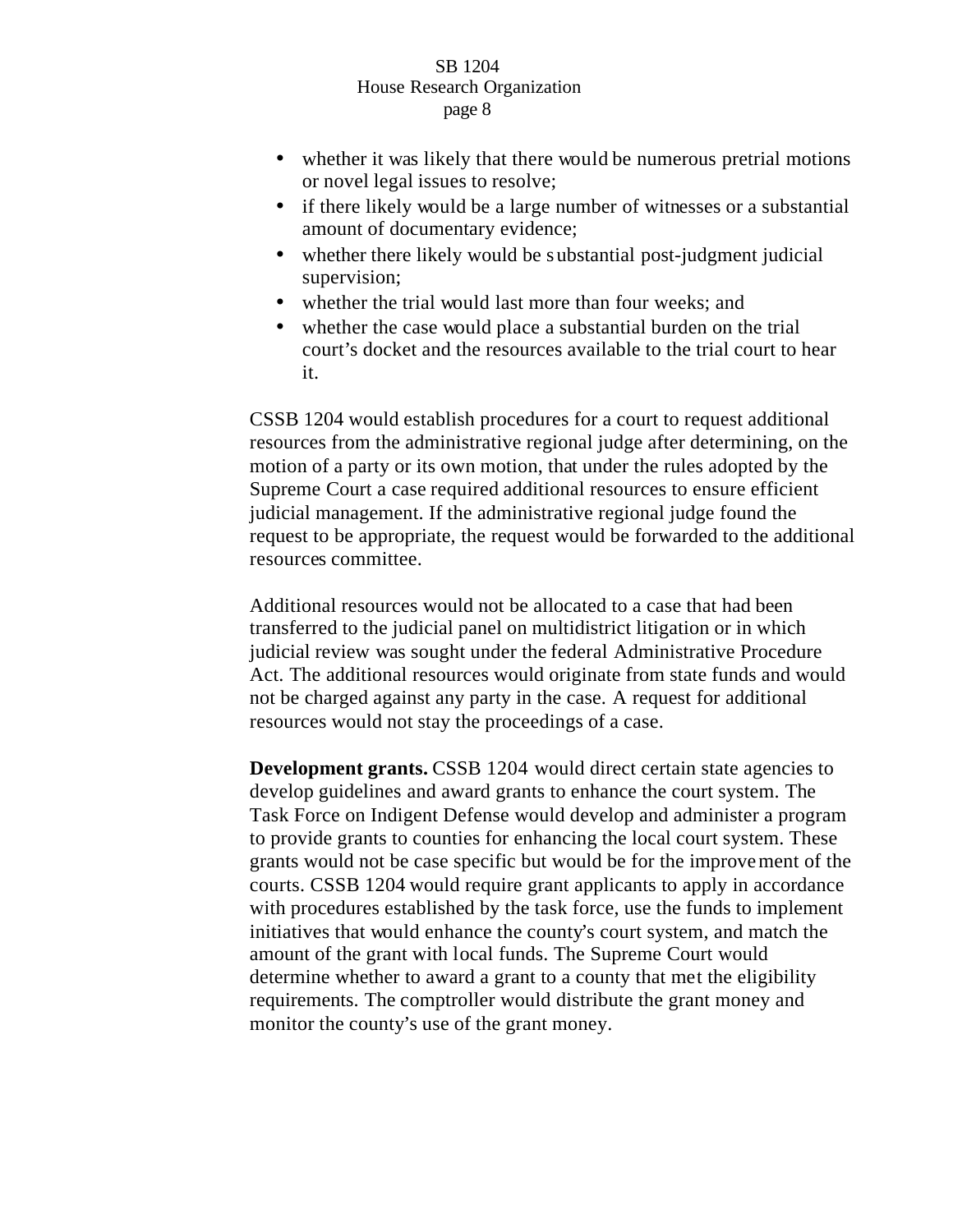- whether it was likely that there would be numerous pretrial motions or novel legal issues to resolve;
- if there likely would be a large number of witnesses or a substantial amount of documentary evidence;
- whether there likely would be substantial post-judgment judicial supervision;
- whether the trial would last more than four weeks; and
- whether the case would place a substantial burden on the trial court's docket and the resources available to the trial court to hear it.

CSSB 1204 would establish procedures for a court to request additional resources from the administrative regional judge after determining, on the motion of a party or its own motion, that under the rules adopted by the Supreme Court a case required additional resources to ensure efficient judicial management. If the administrative regional judge found the request to be appropriate, the request would be forwarded to the additional resources committee.

Additional resources would not be allocated to a case that had been transferred to the judicial panel on multidistrict litigation or in which judicial review was sought under the federal Administrative Procedure Act. The additional resources would originate from state funds and would not be charged against any party in the case. A request for additional resources would not stay the proceedings of a case.

**Development grants.** CSSB 1204 would direct certain state agencies to develop guidelines and award grants to enhance the court system. The Task Force on Indigent Defense would develop and administer a program to provide grants to counties for enhancing the local court system. These grants would not be case specific but would be for the improvement of the courts. CSSB 1204 would require grant applicants to apply in accordance with procedures established by the task force, use the funds to implement initiatives that would enhance the county's court system, and match the amount of the grant with local funds. The Supreme Court would determine whether to award a grant to a county that met the eligibility requirements. The comptroller would distribute the grant money and monitor the county's use of the grant money.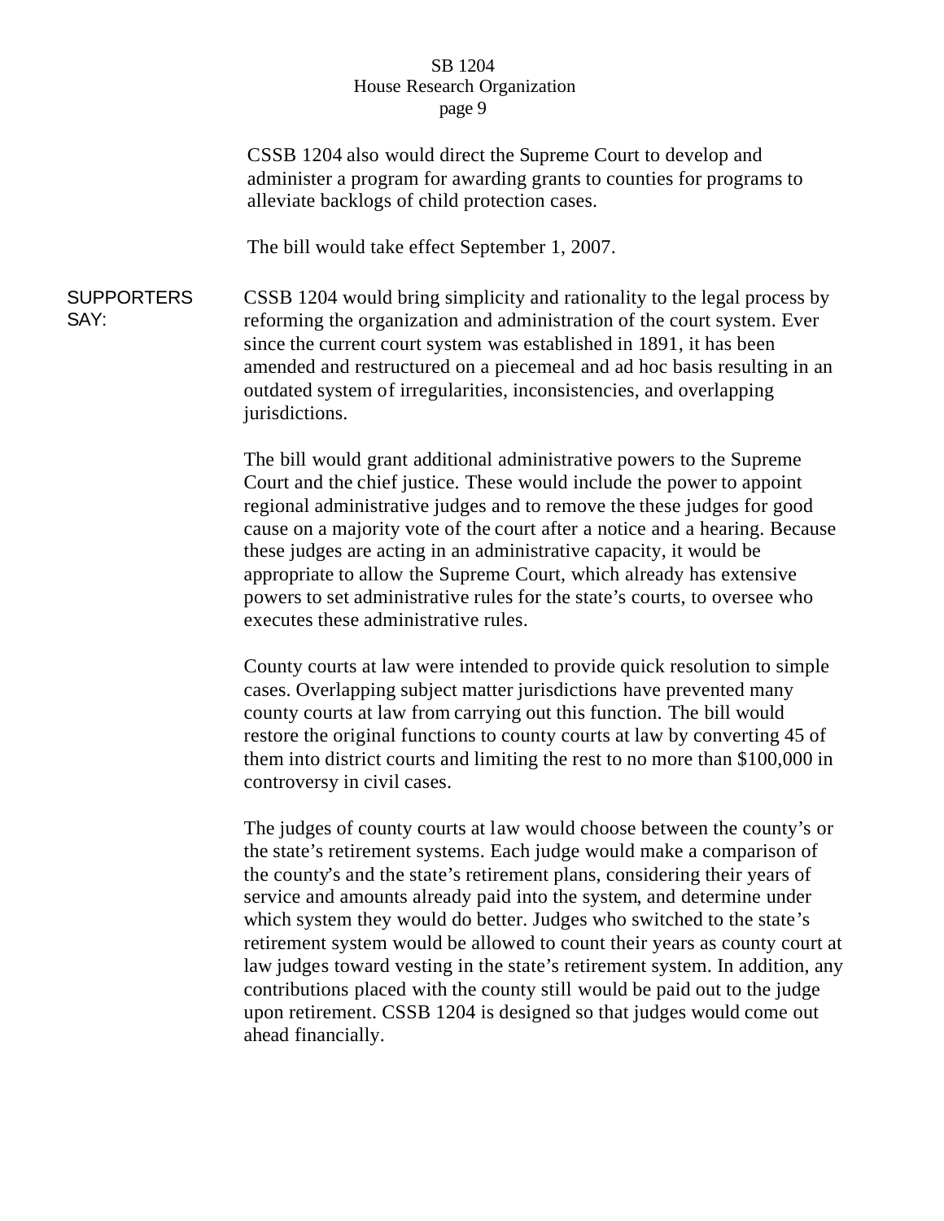CSSB 1204 also would direct the Supreme Court to develop and administer a program for awarding grants to counties for programs to alleviate backlogs of child protection cases.

The bill would take effect September 1, 2007.

**SUPPORTERS SAY:**

CSSB 1204 would bring simplicity and rationality to the legal process by reforming the organization and administration of the court system. Ever since the current court system was established in 1891, it has been amended and restructured on a piecemeal and ad hoc basis resulting in an outdated system of irregularities, inconsistencies, and overlapping jurisdictions.

The bill would grant additional administrative powers to the Supreme Court and the chief justice. These would include the power to appoint regional administrative judges and to remove the these judges for good cause on a majority vote of the court after a notice and a hearing. Because these judges are acting in an administrative capacity, it would be appropriate to allow the Supreme Court, which already has extensive powers to set administrative rules for the state's courts, to oversee who executes these administrative rules.

County courts at law were intended to provide quick resolution to simple cases. Overlapping subject matter jurisdictions have prevented many county courts at law from carrying out this function. The bill would restore the original functions to county courts at law by converting 45 of them into district courts and limiting the rest to no more than $100,000 in controversy in civil cases.

The judges of county courts at law would choose between the county's or the state's retirement systems. Each judge would make a comparison of the county's and the state's retirement plans, considering their years of service and amounts already paid into the system, and determine under which system they would do better. Judges who switched to the state's retirement system would be allowed to count their years as county court at law judges toward vesting in the state's retirement system. In addition, any contributions placed with the county still would be paid out to the judge upon retirement. CSSB 1204 is designed so that judges would come out ahead financially.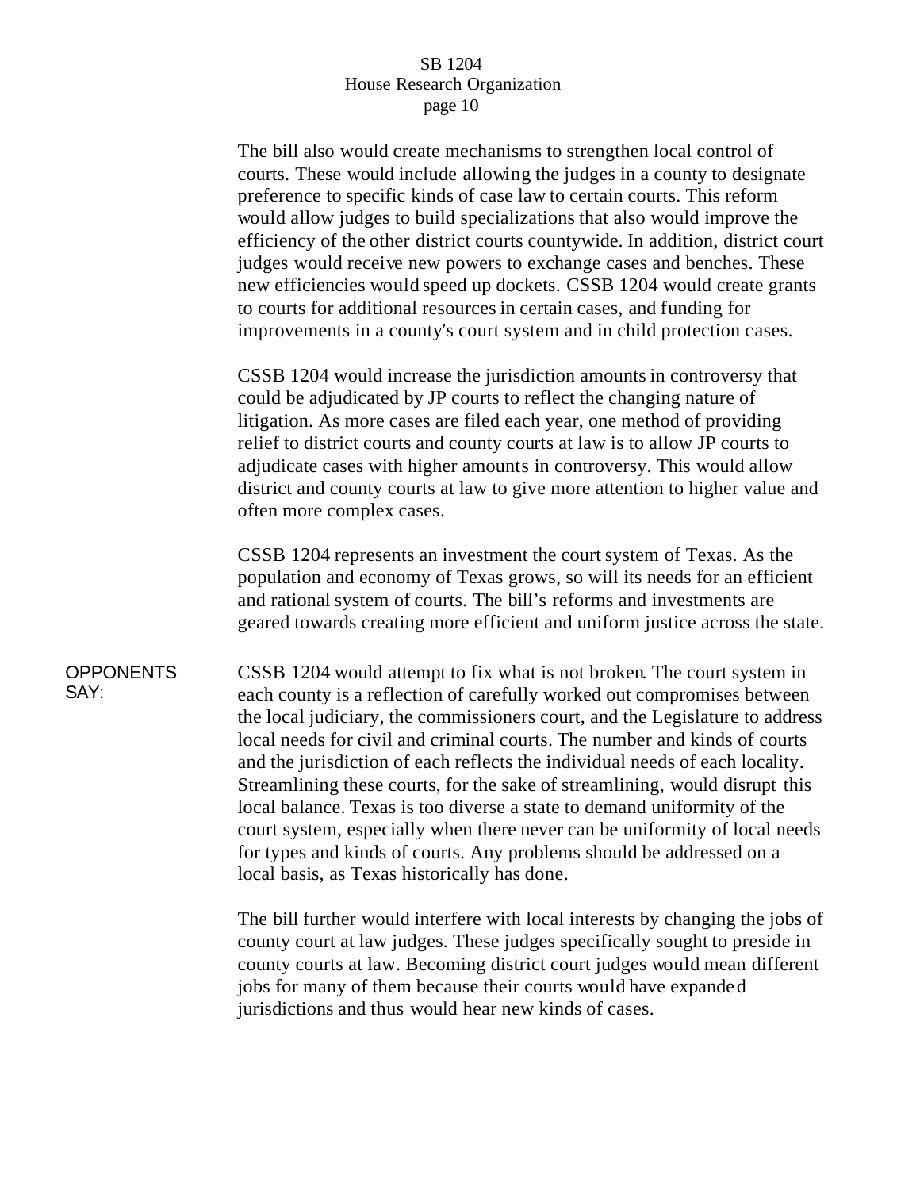The bill also would create mechanisms to strengthen local control of courts. These would include allowing the judges in a county to designate preference to specific kinds of case law to certain courts. This reform would allow judges to build specializations that also would improve the efficiency of the other district courts countywide. In addition, district court judges would receive new powers to exchange cases and benches. These new efficiencies would speed up dockets. CSSB 1204 would create grants to courts for additional resources in certain cases, and funding for improvements in a county's court system and in child protection cases.

CSSB 1204 would increase the jurisdiction amounts in controversy that could be adjudicated by JP courts to reflect the changing nature of litigation. As more cases are filed each year, one method of providing relief to district courts and county courts at law is to allow JP courts to adjudicate cases with higher amounts in controversy. This would allow district and county courts at law to give more attention to higher value and often more complex cases.

CSSB 1204 represents an investment the court system of Texas. As the population and economy of Texas grows, so will its needs for an efficient and rational system of courts. The bill's reforms and investments are geared towards creating more efficient and uniform justice across the state.

**OPPONENTS SAY:** CSSB 1204 would attempt to fix what is not broken. The court system in each county is a reflection of carefully worked out compromises between the local judiciary, the commissioners court, and the Legislature to address local needs for civil and criminal courts. The number and kinds of courts and the jurisdiction of each reflects the individual needs of each locality. Streamlining these courts, for the sake of streamlining, would disrupt this local balance. Texas is too diverse a state to demand uniformity of the court system, especially when there never can be uniformity of local needs for types and kinds of courts. Any problems should be addressed on a local basis, as Texas historically has done.

The bill further would interfere with local interests by changing the jobs of county court at law judges. These judges specifically sought to preside in county courts at law. Becoming district court judges would mean different jobs for many of them because their courts would have expanded jurisdictions and thus would hear new kinds of cases.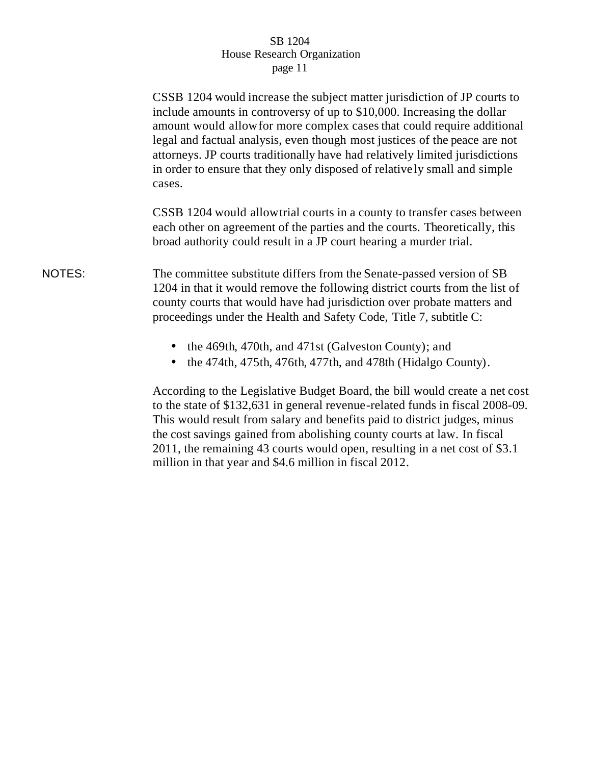CSSB 1204 would increase the subject matter jurisdiction of JP courts to include amounts in controversy of up to $10,000. Increasing the dollar amount would allow for more complex cases that could require additional legal and factual analysis, even though most justices of the peace are not attorneys. JP courts traditionally have had relatively limited jurisdictions in order to ensure that they only disposed of relatively small and simple cases.

CSSB 1204 would allow trial courts in a county to transfer cases between each other on agreement of the parties and the courts. Theoretically, this broad authority could result in a JP court hearing a murder trial.

NOTES: The committee substitute differs from the Senate-passed version of SB 1204 in that it would remove the following district courts from the list of county courts that would have had jurisdiction over probate matters and proceedings under the Health and Safety Code, Title 7, subtitle C:

- the 469th, 470th, and 471st (Galveston County); and
- the 474th, 475th, 476th, 477th, and 478th (Hidalgo County).

According to the Legislative Budget Board, the bill would create a net cost to the state of $132,631 in general revenue-related funds in fiscal 2008-09. This would result from salary and benefits paid to district judges, minus the cost savings gained from abolishing county courts at law. In fiscal 2011, the remaining 43 courts would open, resulting in a net cost of $3.1 million in that year and $4.6 million in fiscal 2012.